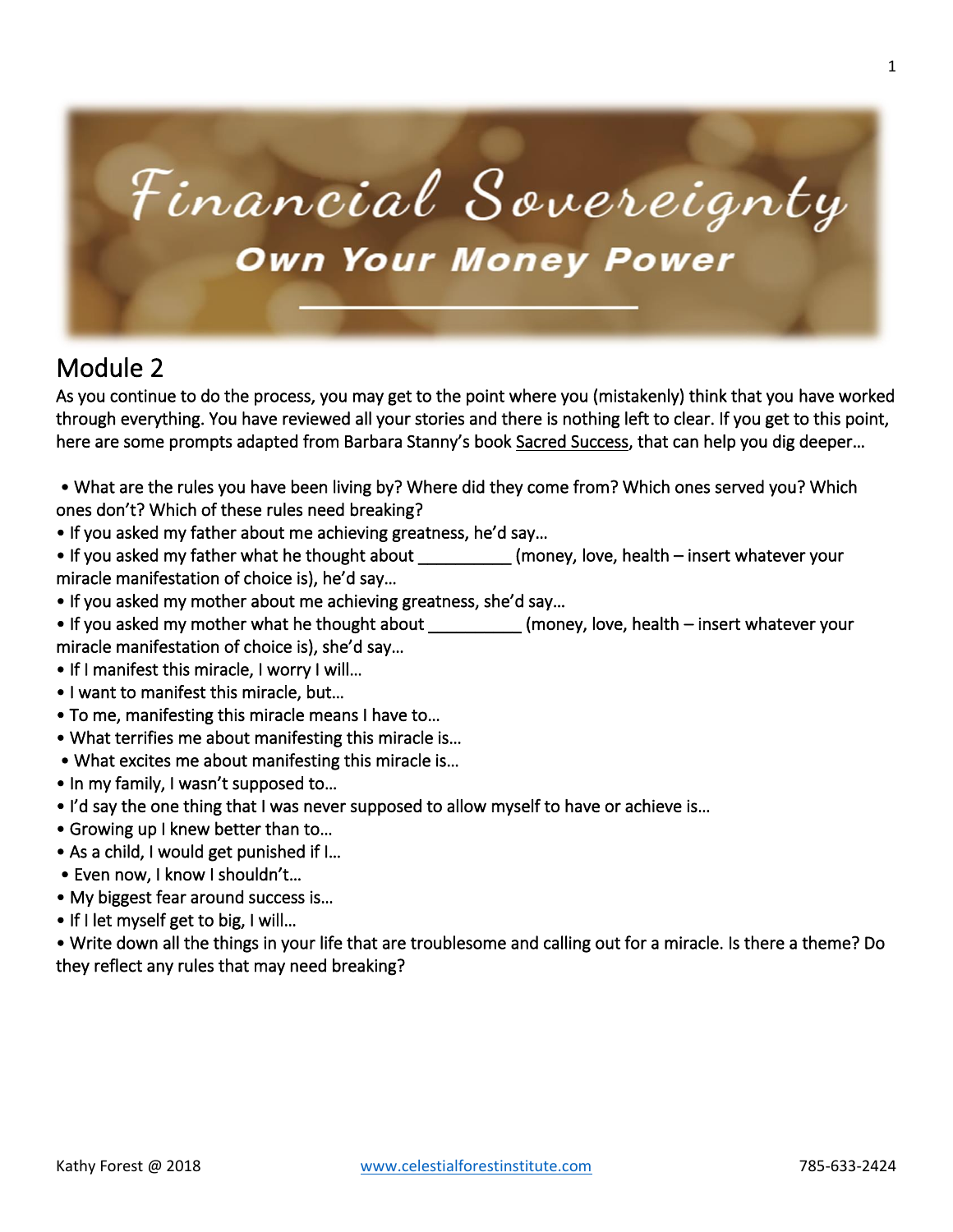# Financial Sovereignty

## Own Your Money Power

## Module 2

As you continue to do the process, you may get to the point where you (mistakenly) think that you have worked through everything. You have reviewed all your stories and there is nothing left to clear. If you get to this point, here are some prompts adapted from Barbara Stanny's book Sacred Success, that can help you dig deeper…

- What are the rules you have been living by? Where did they come from? Which ones served you? Which ones don't? Which of these rules need breaking?
- If you asked my father about me achieving greatness, he'd say…
- If you asked my father what he thought about __________ (money, love, health – insert whatever your miracle manifestation of choice is), he'd say…
- If you asked my mother about me achieving greatness, she'd say…
- If you asked my mother what he thought about __________ (money, love, health – insert whatever your miracle manifestation of choice is), she'd say…
- If I manifest this miracle, I worry I will…
- I want to manifest this miracle, but…
- To me, manifesting this miracle means I have to…
- What terrifies me about manifesting this miracle is…
- What excites me about manifesting this miracle is…
- In my family, I wasn't supposed to…
- I'd say the one thing that I was never supposed to allow myself to have or achieve is…
- Growing up I knew better than to…
- As a child, I would get punished if I…
- Even now, I know I shouldn't…
- My biggest fear around success is…
- If I let myself get to big, I will…
- Write down all the things in your life that are troublesome and calling out for a miracle. Is there a theme? Do they reflect any rules that may need breaking?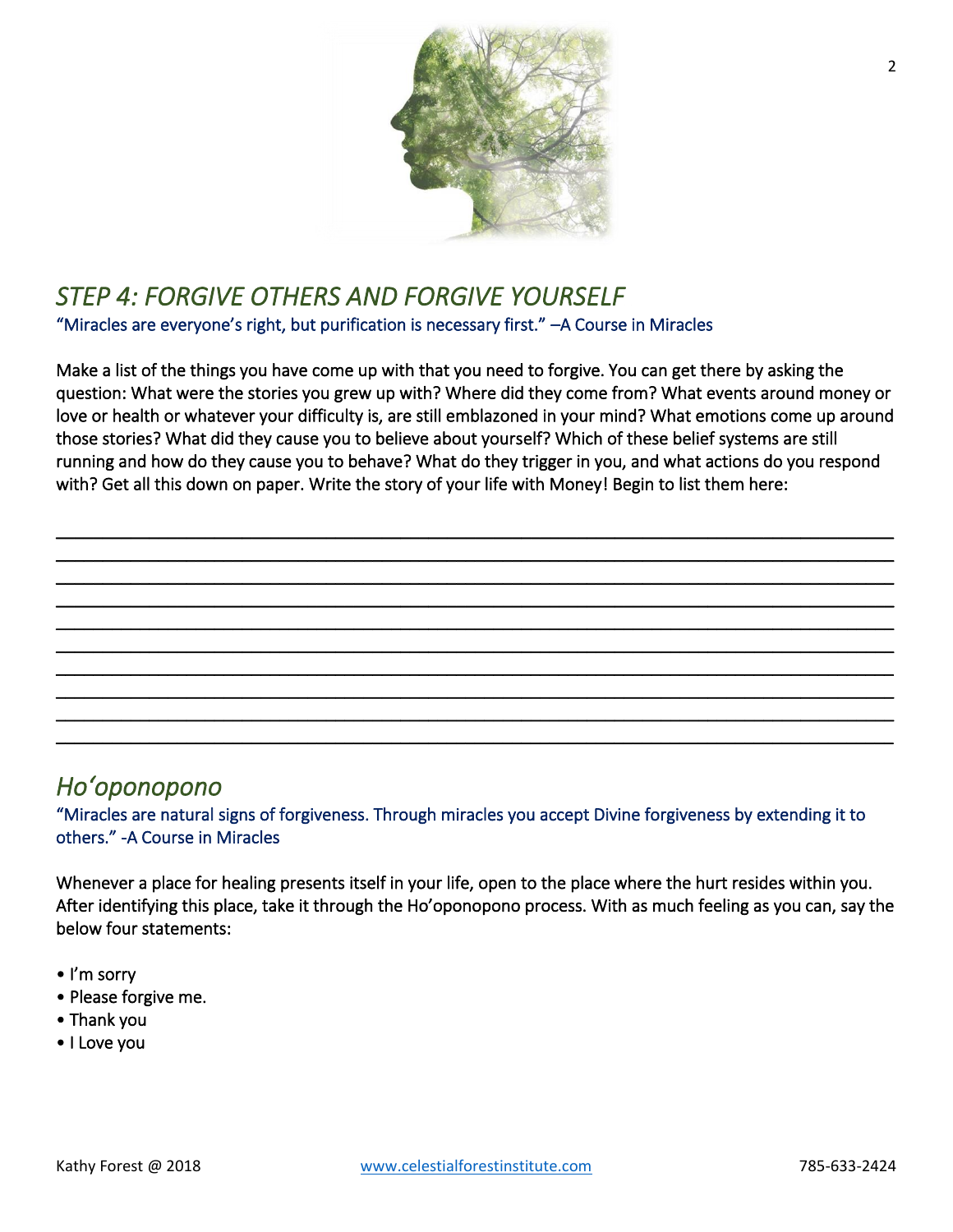## *STEP 4: FORGIVE OTHERS AND FORGIVE YOURSELF*

"Miracles are everyone's right, but purification is necessary first." –A Course in Miracles

Make a list of the things you have come up with that you need to forgive. You can get there by asking the question: What were the stories you grew up with? Where did they come from? What events around money or love or health or whatever your difficulty is, are still emblazoned in your mind? What emotions come up around those stories? What did they cause you to believe about yourself? Which of these belief systems are still running and how do they cause you to behave? What do they trigger in you, and what actions do you respond with? Get all this down on paper. Write the story of your life with Money! Begin to list them here:

______________________________________________________________________________
______________________________________________________________________________
______________________________________________________________________________
______________________________________________________________________________
______________________________________________________________________________
______________________________________________________________________________
______________________________________________________________________________
______________________________________________________________________________
______________________________________________________________________________
______________________________________________________________________________

## *Ho'oponopono*

"Miracles are natural signs of forgiveness. Through miracles you accept Divine forgiveness by extending it to others." -A Course in Miracles

Whenever a place for healing presents itself in your life, open to the place where the hurt resides within you. After identifying this place, take it through the Ho'oponopono process. With as much feeling as you can, say the below four statements:

- I'm sorry
- Please forgive me.
- Thank you
- I Love you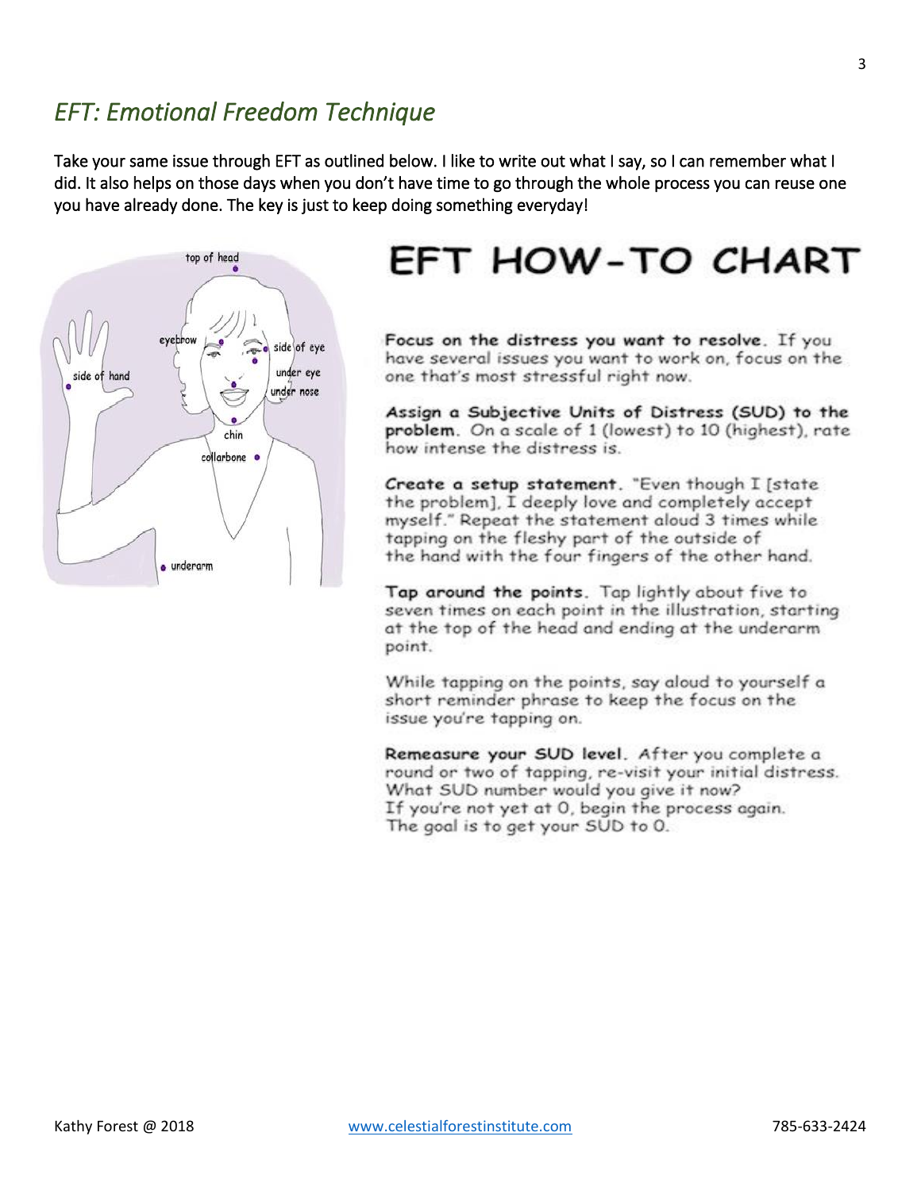## *EFT: Emotional Freedom Technique*

Take your same issue through EFT as outlined below. I like to write out what I say, so I can remember what I did. It also helps on those days when you don't have time to go through the whole process you can reuse one you have already done. The key is just to keep doing something everyday!

# EFT HOW-TO CHART

**Focus on the distress you want to resolve.** If you have several issues you want to work on, focus on the one that's most stressful right now.

**Assign a Subjective Units of Distress (SUD) to the problem.** On a scale of 1 (lowest) to 10 (highest), rate how intense the distress is.

**Create a setup statement.** "Even though I [state the problem], I deeply love and completely accept myself." Repeat the statement aloud 3 times while tapping on the fleshy part of the outside of the hand with the four fingers of the other hand.

**Tap around the points.** Tap lightly about five to seven times on each point in the illustration, starting at the top of the head and ending at the underarm point.

While tapping on the points, say aloud to yourself a short reminder phrase to keep the focus on the issue you're tapping on.

**Remeasure your SUD level.** After you complete a round or two of tapping, re-visit your initial distress. What SUD number would you give it now? If you're not yet at 0, begin the process again. The goal is to get your SUD to 0.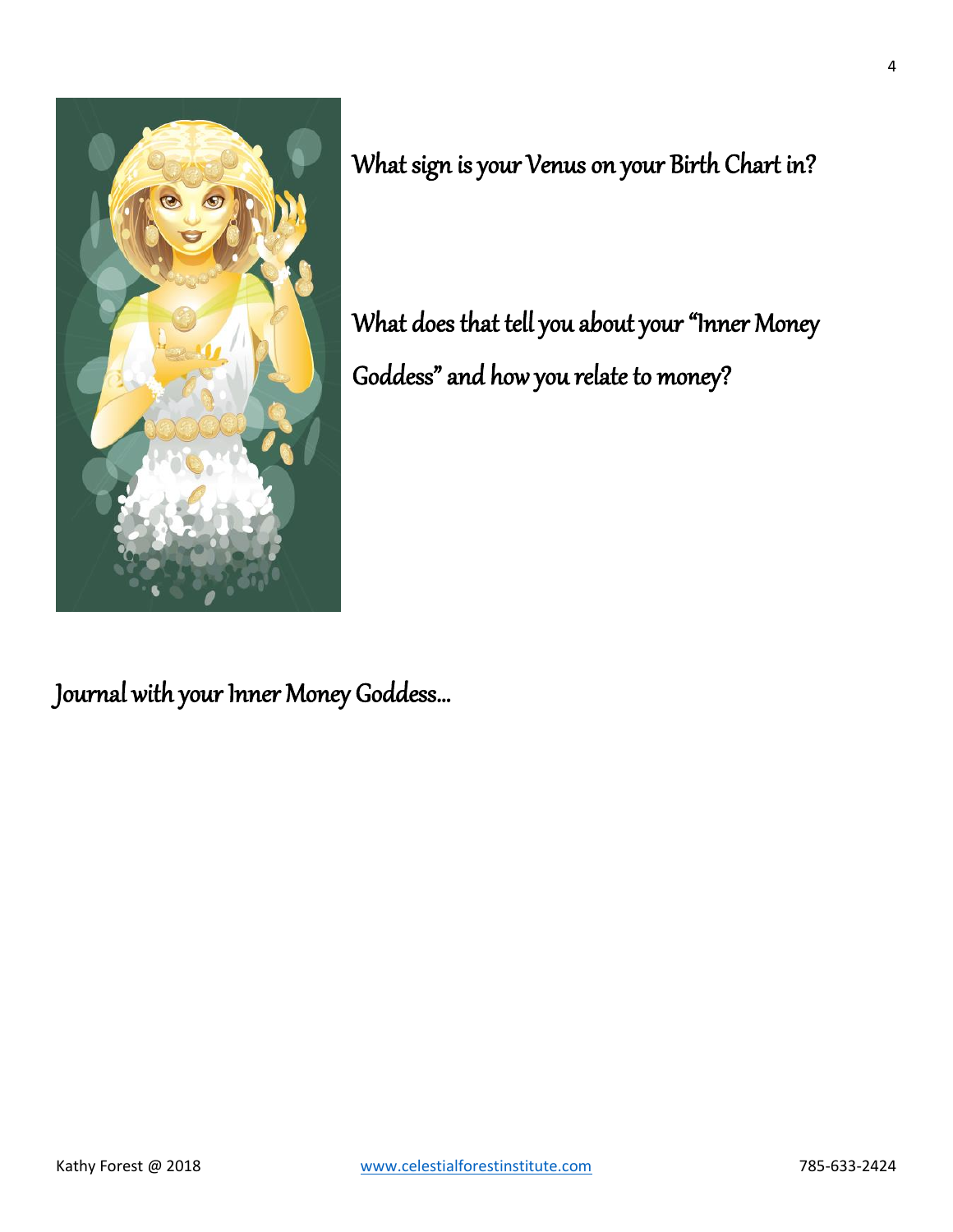What sign is your Venus on your Birth Chart in?

What does that tell you about your "Inner Money Goddess" and how you relate to money?

Journal with your Inner Money Goddess…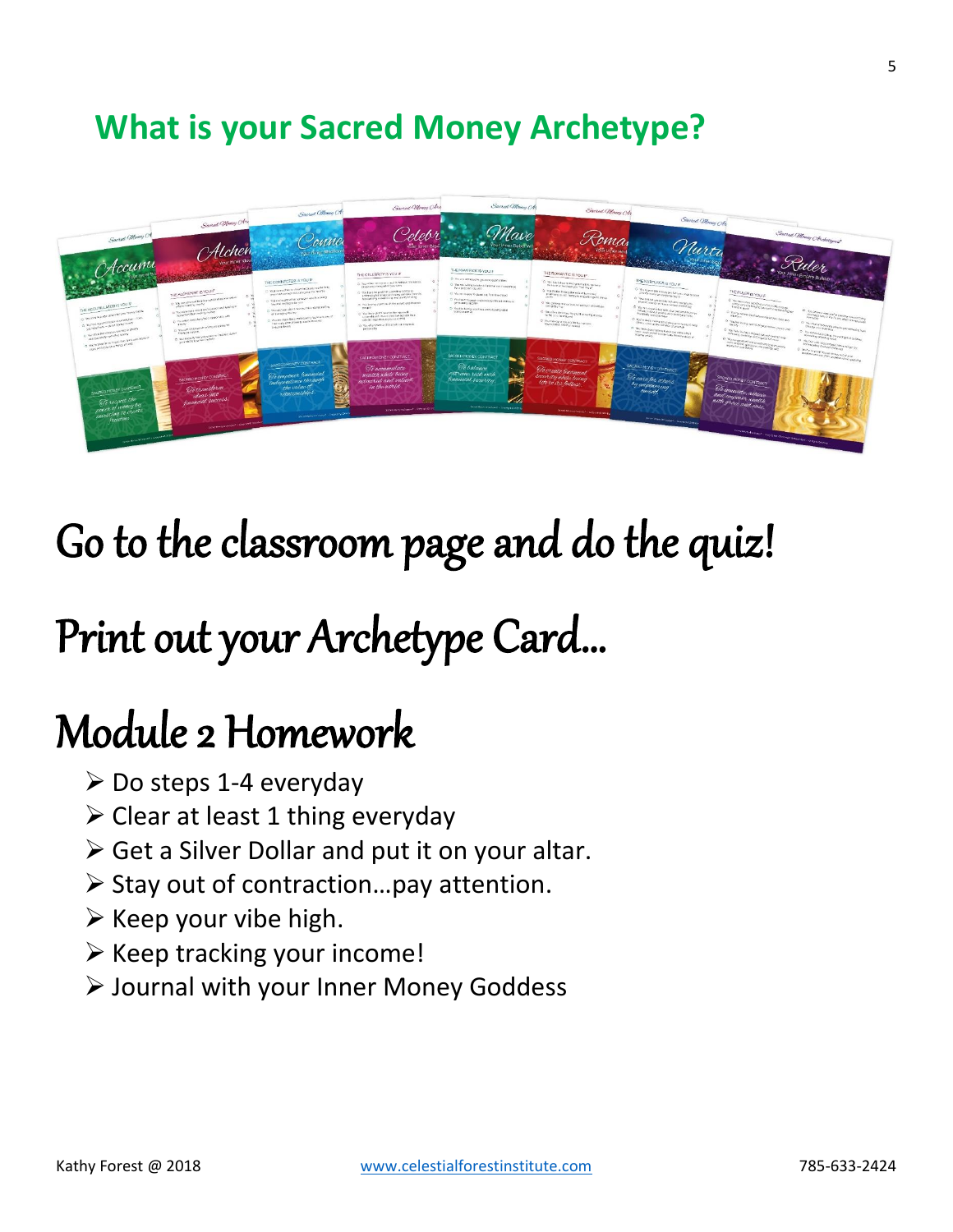## What is your Sacred Money Archetype?

# Go to the classroom page and do the quiz!

# Print out your Archetype Card…

# Module 2 Homework

- Do steps 1-4 everyday
- Clear at least 1 thing everyday
- Get a Silver Dollar and put it on your altar.
- Stay out of contraction…pay attention.
- Keep your vibe high.
- Keep tracking your income!
- Journal with your Inner Money Goddess

Kathy Forest @ 2018 www.celestialforestinstitute.com 785-633-2424